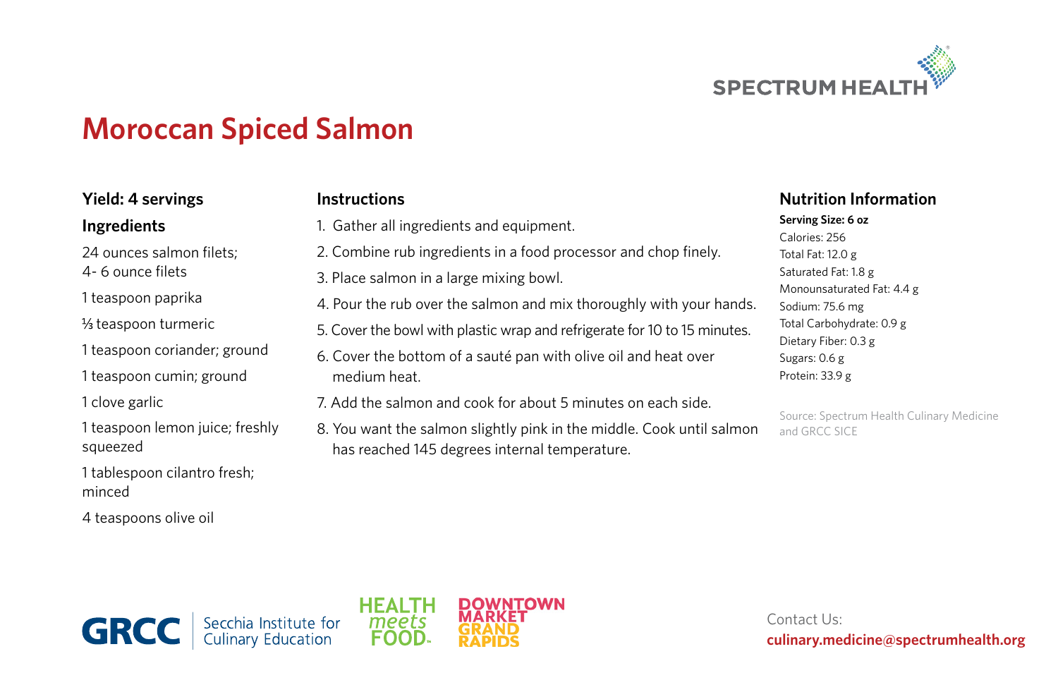SPECTRUM HEALTH

# Moroccan Spiced Salmon

**Yield: 4 servings**

## Ingredients

24 ounces salmon filets;
4- 6 ounce filets

1 teaspoon paprika

⅓ teaspoon turmeric

1 teaspoon coriander; ground

1 teaspoon cumin; ground

1 clove garlic

1 teaspoon lemon juice; freshly squeezed

1 tablespoon cilantro fresh; minced

4 teaspoons olive oil

## Instructions

1. Gather all ingredients and equipment.
2. Combine rub ingredients in a food processor and chop finely.
3. Place salmon in a large mixing bowl.
4. Pour the rub over the salmon and mix thoroughly with your hands.
5. Cover the bowl with plastic wrap and refrigerate for 10 to 15 minutes.
6. Cover the bottom of a sauté pan with olive oil and heat over medium heat.
7. Add the salmon and cook for about 5 minutes on each side.
8. You want the salmon slightly pink in the middle. Cook until salmon has reached 145 degrees internal temperature.

## Nutrition Information

**Serving Size: 6 oz**

Calories: 256
Total Fat: 12.0 g
Saturated Fat: 1.8 g
Monounsaturated Fat: 4.4 g
Sodium: 75.6 mg
Total Carbohydrate: 0.9 g
Dietary Fiber: 0.3 g
Sugars: 0.6 g
Protein: 33.9 g

Source: Spectrum Health Culinary Medicine and GRCC SICE

GRCC | Secchia Institute for Culinary Education

HEALTH meets FOOD™

DOWNTOWN MARKET GRAND RAPIDS

Contact Us:
**culinary.medicine@spectrumhealth.org**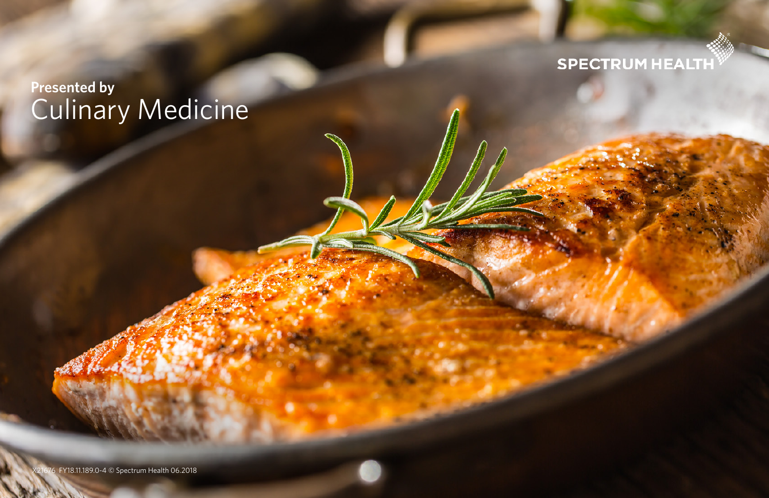**Presented by**

Culinary Medicine

SPECTRUM HEALTH

X21676 FY18.11.189.0-4 © Spectrum Health 06.2018